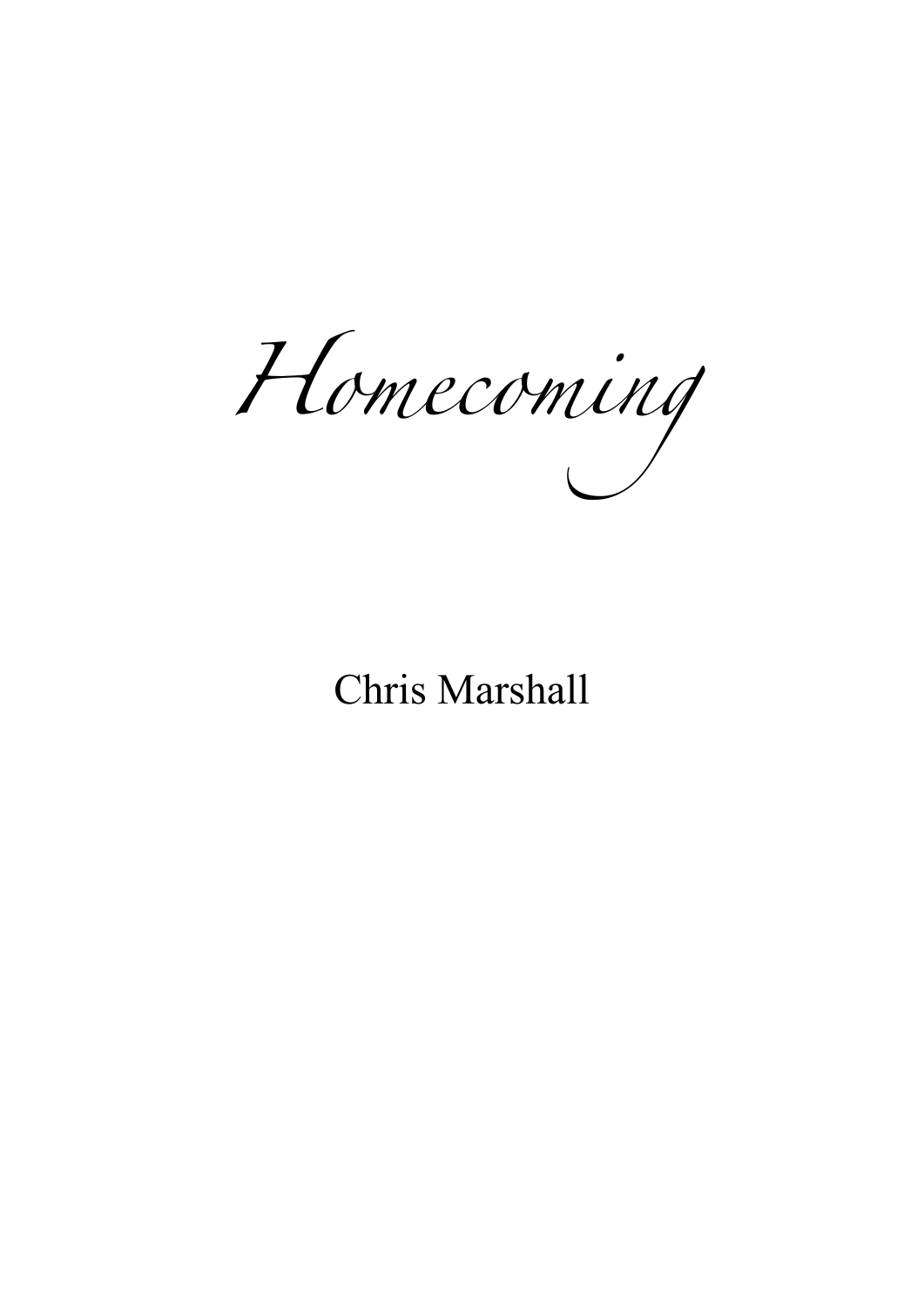# *Homecoming*

Chris Marshall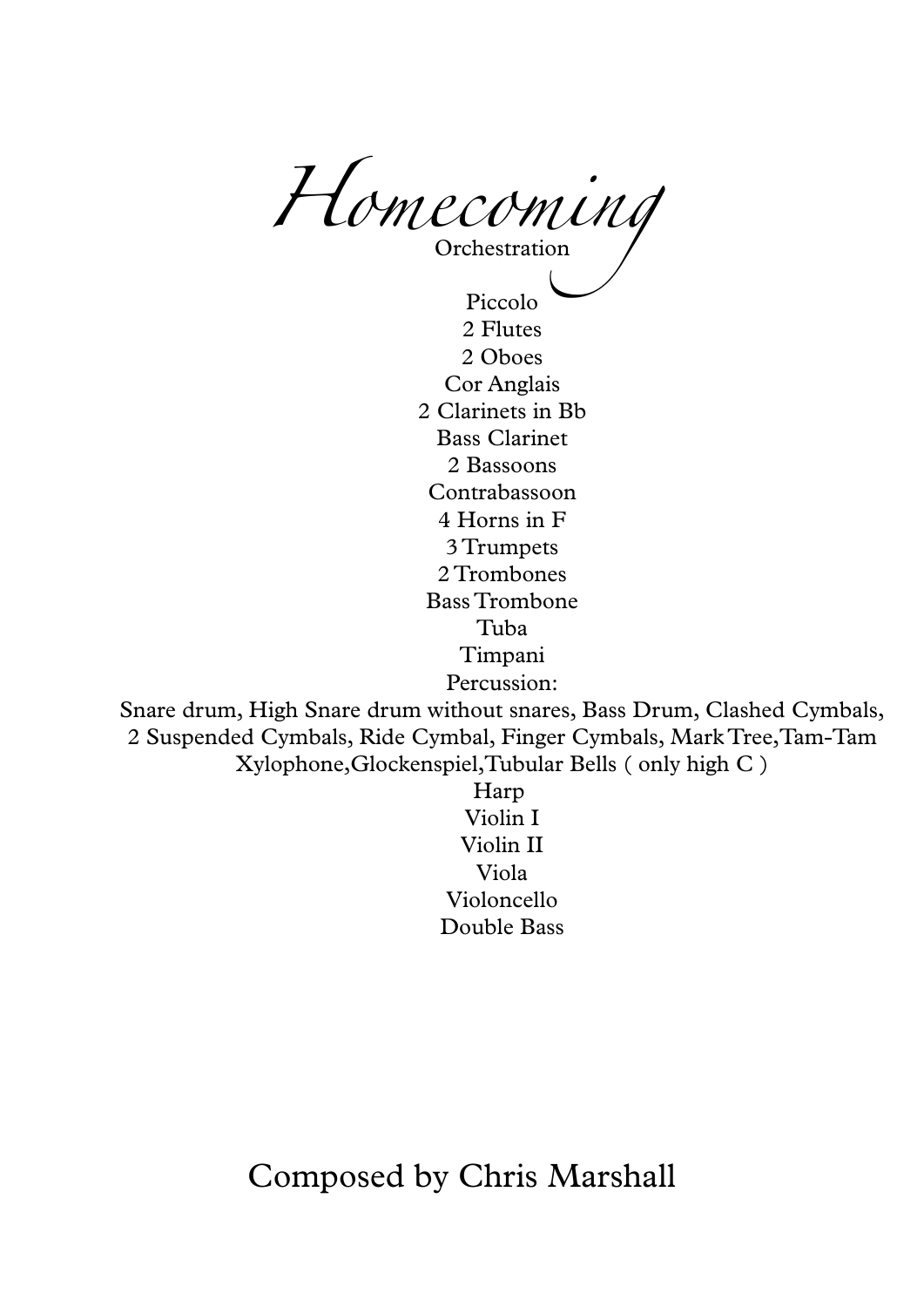# *Homecoming*

Orchestration

Piccolo
2 Flutes
2 Oboes
Cor Anglais
2 Clarinets in Bb
Bass Clarinet
2 Bassoons
Contrabassoon
4 Horns in F
3 Trumpets
2 Trombones
Bass Trombone
Tuba
Timpani
Percussion:
Snare drum, High Snare drum without snares, Bass Drum, Clashed Cymbals,
2 Suspended Cymbals, Ride Cymbal, Finger Cymbals, Mark Tree,Tam-Tam
Xylophone,Glockenspiel,Tubular Bells ( only high C )
Harp
Violin I
Violin II
Viola
Violoncello
Double Bass

Composed by Chris Marshall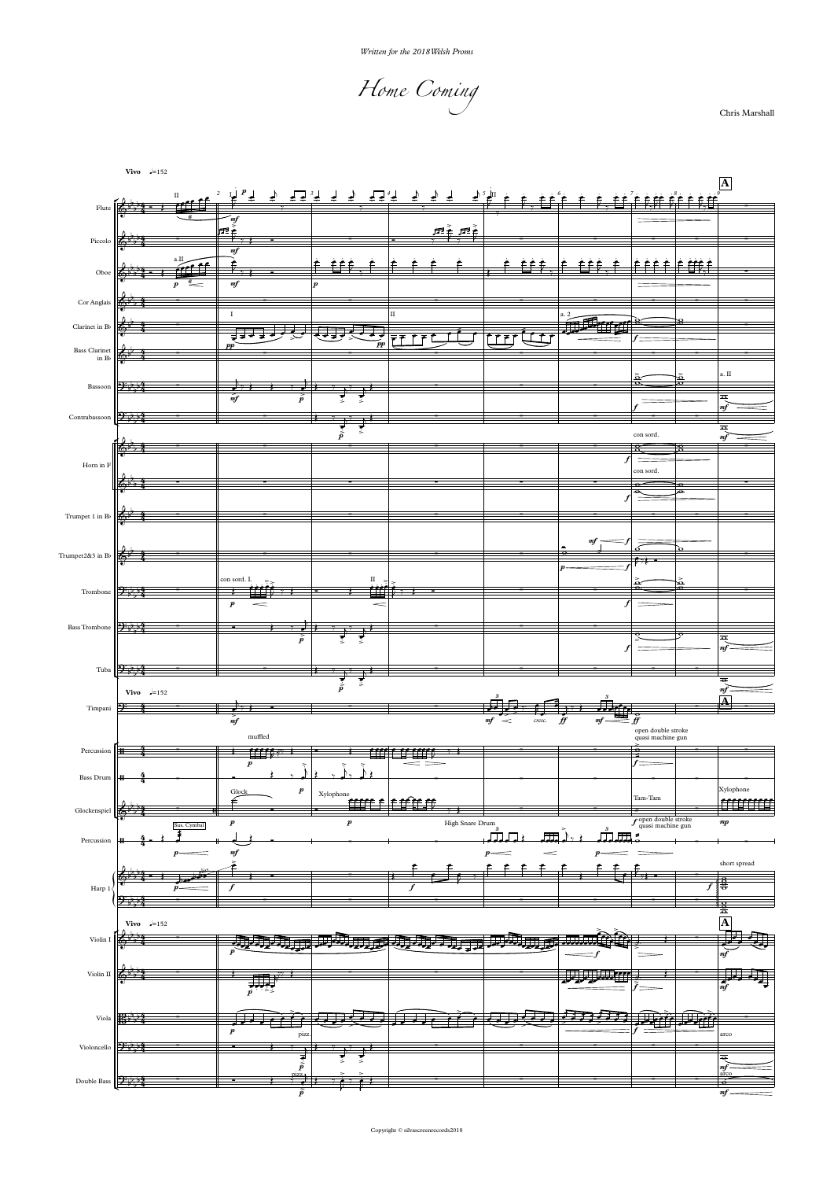*Written for the 2018 Welsh Proms*

# Home Coming

Chris Marshall

Copyright © silvascreenrecords2018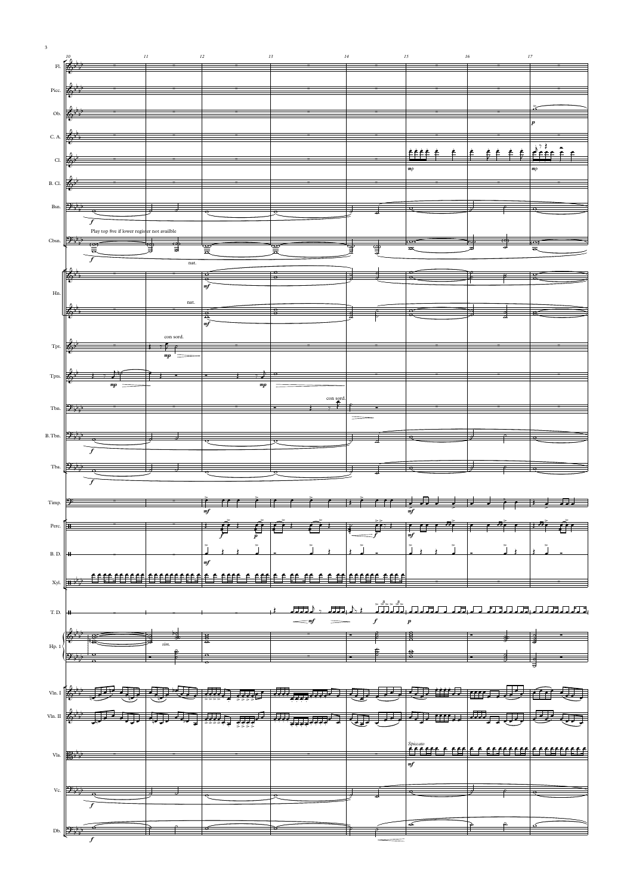Fl.

Picc.

Ob.

C. A.

Cl.

B. Cl.

Bsn.

Play top 8ve if lower register not availble

Cbsn.

nat.

nat.

Hn.

con sord.

Tpt.

Tpts.

con sord.

Tbn.

B.Tbn.

Tba.

Timp.

Perc.

B. D.

Xyl.

T. D.

sim.

Hp. 1

Vln. I

Vln. II

*Spicato*

Vla.

Vc.

Db.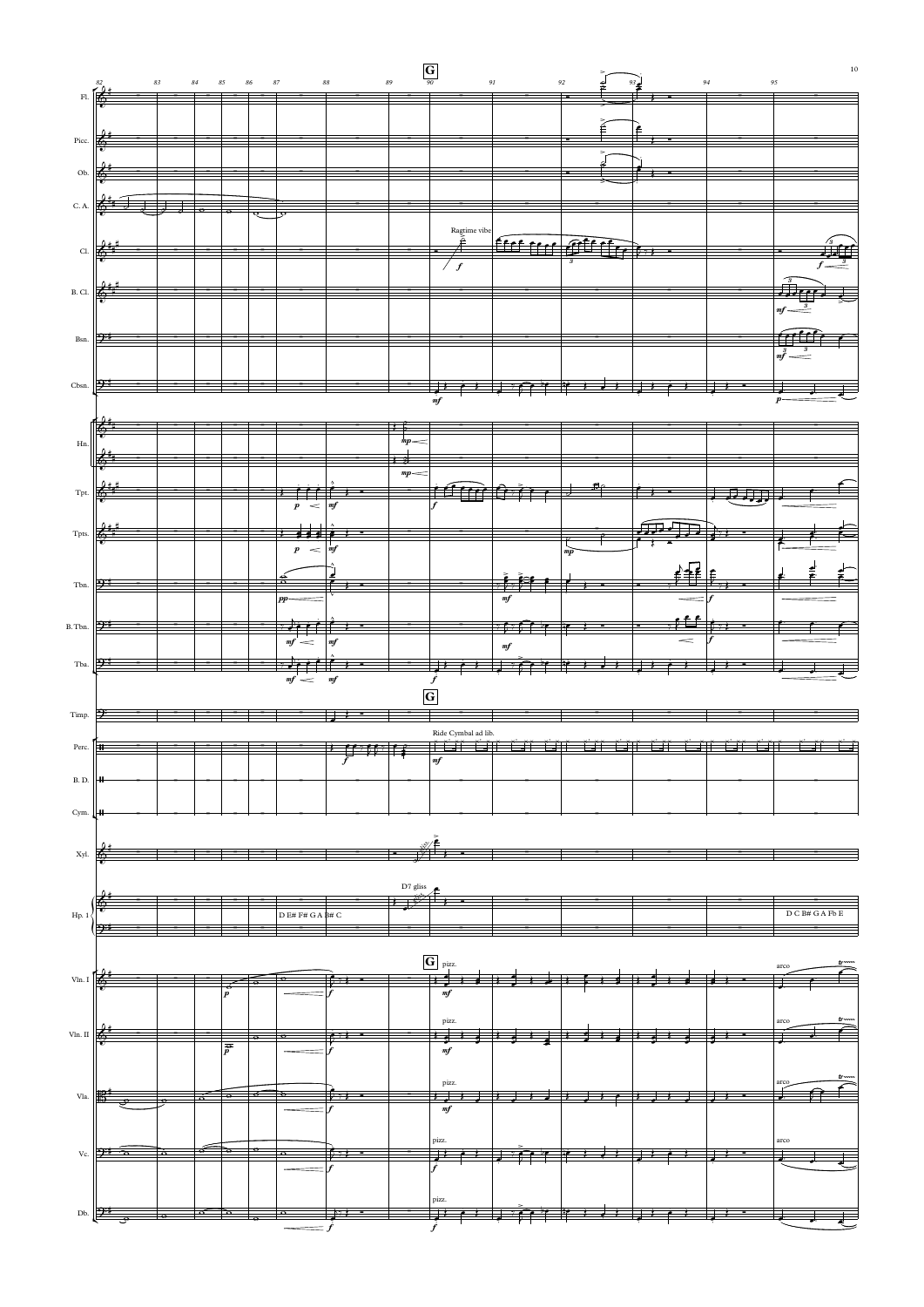**G**

Ragtime vibe

Ride Cymbal ad lib.

D7 gliss

D E# F# G A B# C

D C B# G A Fb E

pizz.

arco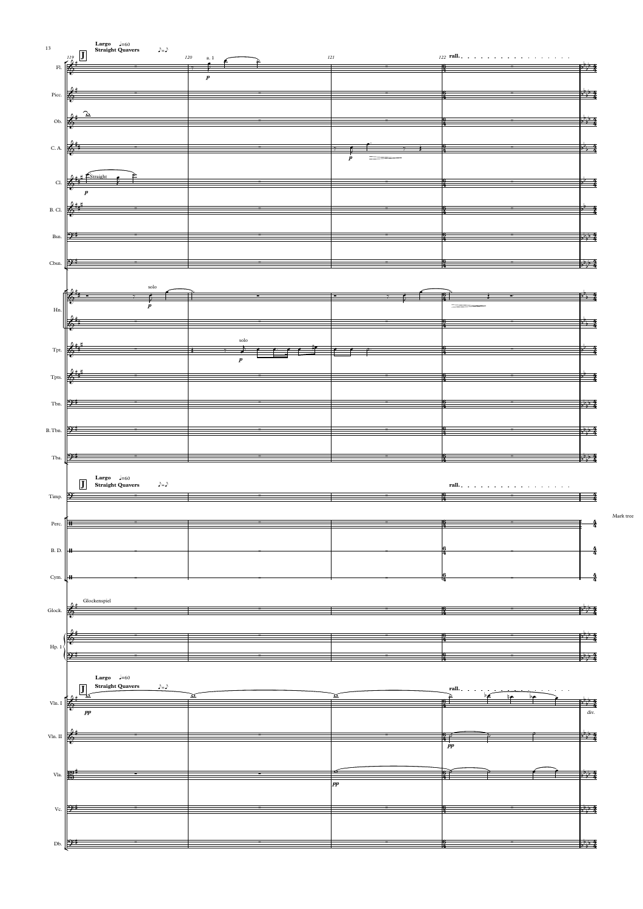**Largo** ♩=60
**Straight Quavers** ♪=♪

J

119 120 121 122 **rall.**

Fl. a. 1 *p*

Picc.

Ob.

C. A. *p*

Cl. Straight *p*

B. Cl.

Bsn.

Cbsn.

Hn. solo *p*

Tpt. solo *p*

Tpts.

Tbn.

B. Tbn.

Tba.

**Largo** ♩=60
**Straight Quavers** ♪=♪

J

**rall.**

Timp.

Perc. Mark tree

B. D.

Cym.

Glock. Glockenspiel

Hp. 1

**Largo** ♩=60
**Straight Quavers** ♪=♪

J

**rall.**

Vln. I *pp* div.

Vln. II *pp*

Vla. *pp*

Vc.

Db.